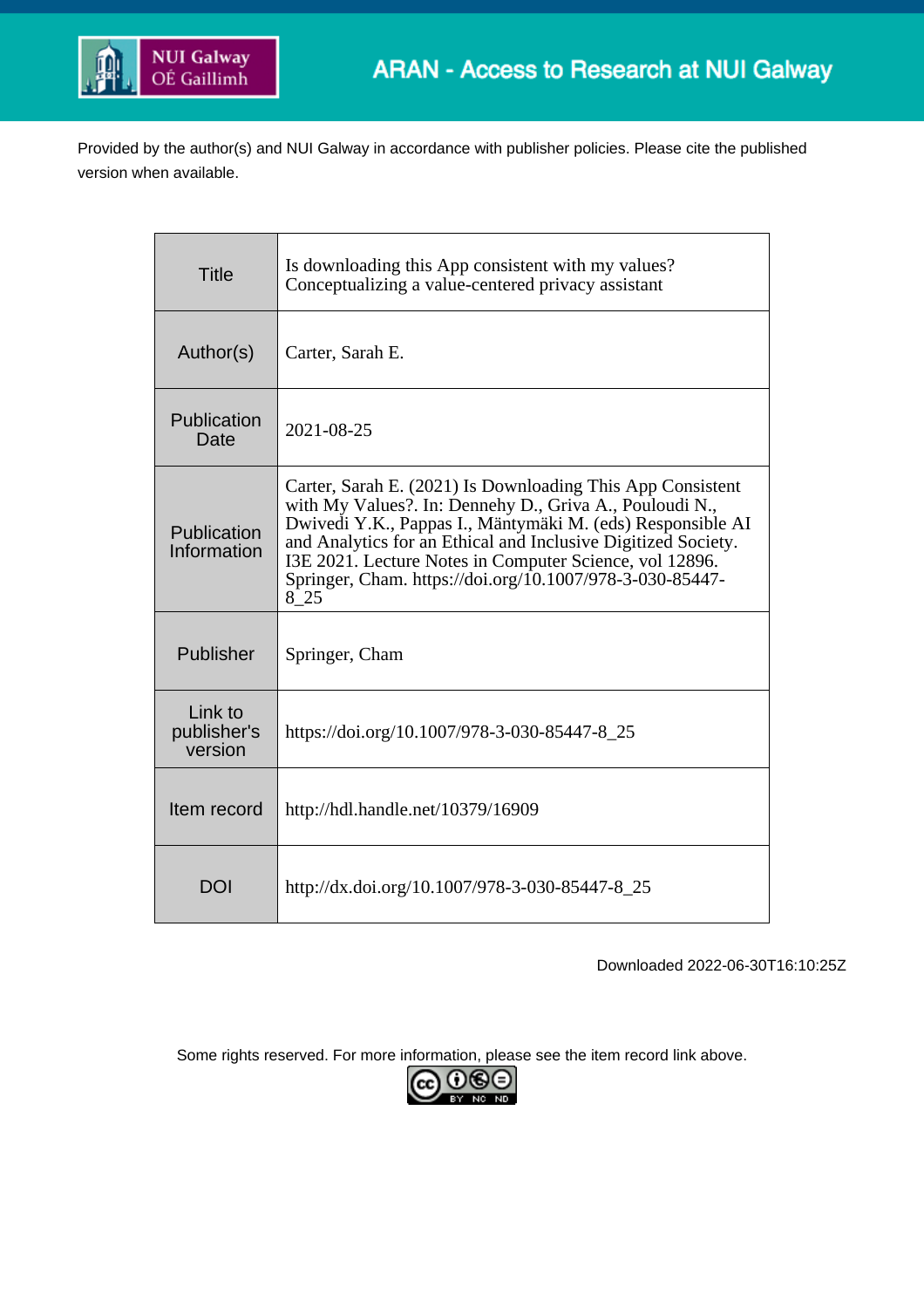ARAN - Access to Research at NUI Galway

Provided by the author(s) and NUI Galway in accordance with publisher policies. Please cite the published version when available.

| | |
|---|---|
| Title | Is downloading this App consistent with my values? Conceptualizing a value-centered privacy assistant |
| Author(s) | Carter, Sarah E. |
| Publication Date | 2021-08-25 |
| Publication Information | Carter, Sarah E. (2021) Is Downloading This App Consistent with My Values?. In: Dennehy D., Griva A., Pouloudi N., Dwivedi Y.K., Pappas I., Mäntymäki M. (eds) Responsible AI and Analytics for an Ethical and Inclusive Digitized Society. I3E 2021. Lecture Notes in Computer Science, vol 12896. Springer, Cham. https://doi.org/10.1007/978-3-030-85447-8_25 |
| Publisher | Springer, Cham |
| Link to publisher's version | https://doi.org/10.1007/978-3-030-85447-8_25 |
| Item record | http://hdl.handle.net/10379/16909 |
| DOI | http://dx.doi.org/10.1007/978-3-030-85447-8_25 |

Downloaded 2022-06-30T16:10:25Z

Some rights reserved. For more information, please see the item record link above.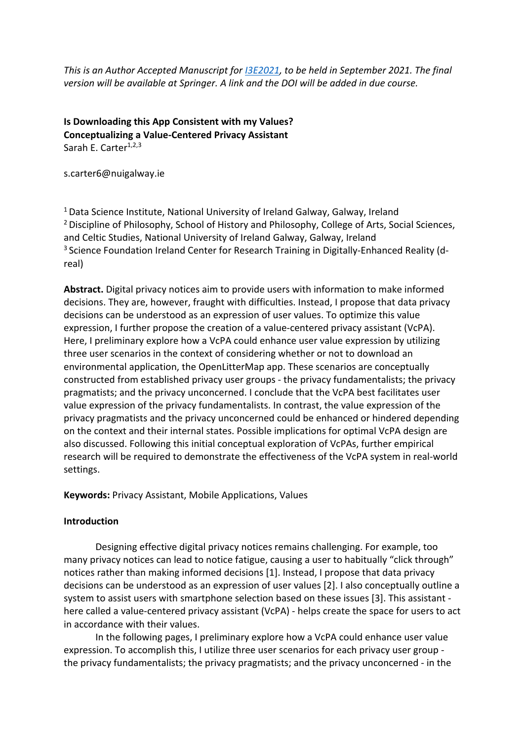*This is an Author Accepted Manuscript for [I3E2021](I3E2021), to be held in September 2021. The final version will be available at Springer. A link and the DOI will be added in due course.*

**Is Downloading this App Consistent with my Values?**
**Conceptualizing a Value-Centered Privacy Assistant**
Sarah E. Carter[1,2,3]

s.carter6@nuigalway.ie

[1] Data Science Institute, National University of Ireland Galway, Galway, Ireland
[2] Discipline of Philosophy, School of History and Philosophy, College of Arts, Social Sciences, and Celtic Studies, National University of Ireland Galway, Galway, Ireland
[3] Science Foundation Ireland Center for Research Training in Digitally-Enhanced Reality (d-real)

**Abstract.** Digital privacy notices aim to provide users with information to make informed decisions. They are, however, fraught with difficulties. Instead, I propose that data privacy decisions can be understood as an expression of user values. To optimize this value expression, I further propose the creation of a value-centered privacy assistant (VcPA). Here, I preliminary explore how a VcPA could enhance user value expression by utilizing three user scenarios in the context of considering whether or not to download an environmental application, the OpenLitterMap app. These scenarios are conceptually constructed from established privacy user groups - the privacy fundamentalists; the privacy pragmatists; and the privacy unconcerned. I conclude that the VcPA best facilitates user value expression of the privacy fundamentalists. In contrast, the value expression of the privacy pragmatists and the privacy unconcerned could be enhanced or hindered depending on the context and their internal states. Possible implications for optimal VcPA design are also discussed. Following this initial conceptual exploration of VcPAs, further empirical research will be required to demonstrate the effectiveness of the VcPA system in real-world settings.

**Keywords:** Privacy Assistant, Mobile Applications, Values

**Introduction**

Designing effective digital privacy notices remains challenging. For example, too many privacy notices can lead to notice fatigue, causing a user to habitually "click through" notices rather than making informed decisions [1]. Instead, I propose that data privacy decisions can be understood as an expression of user values [2]. I also conceptually outline a system to assist users with smartphone selection based on these issues [3]. This assistant - here called a value-centered privacy assistant (VcPA) - helps create the space for users to act in accordance with their values.

In the following pages, I preliminary explore how a VcPA could enhance user value expression. To accomplish this, I utilize three user scenarios for each privacy user group - the privacy fundamentalists; the privacy pragmatists; and the privacy unconcerned - in the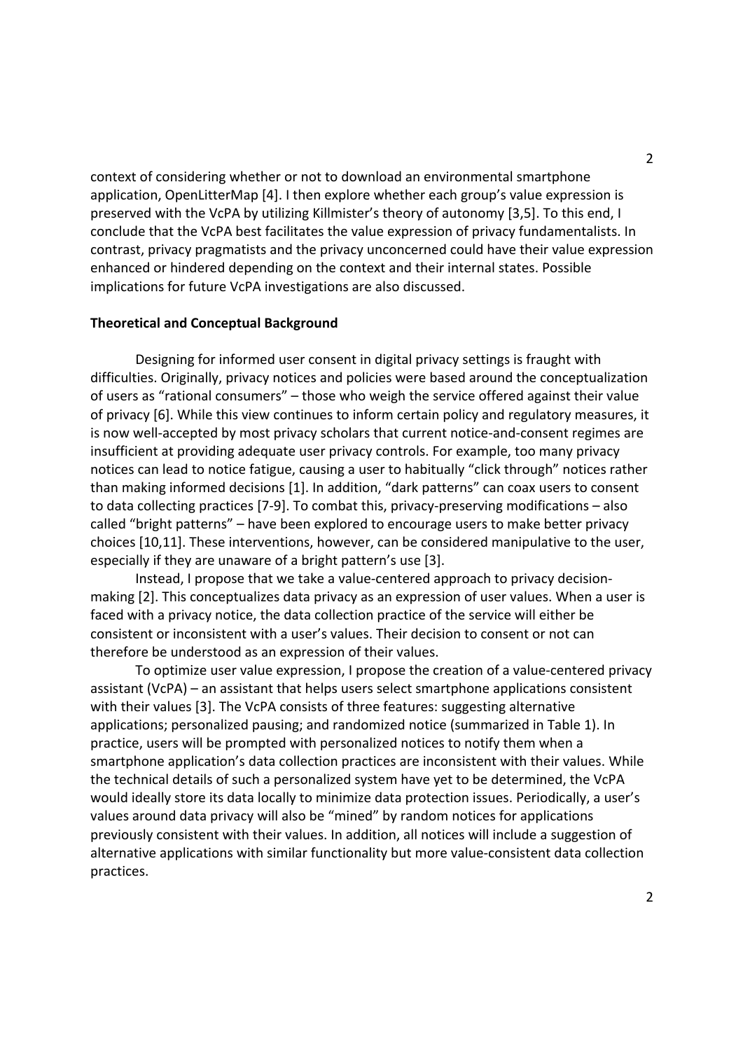context of considering whether or not to download an environmental smartphone application, OpenLitterMap [4]. I then explore whether each group's value expression is preserved with the VcPA by utilizing Killmister's theory of autonomy [3,5]. To this end, I conclude that the VcPA best facilitates the value expression of privacy fundamentalists. In contrast, privacy pragmatists and the privacy unconcerned could have their value expression enhanced or hindered depending on the context and their internal states. Possible implications for future VcPA investigations are also discussed.

**Theoretical and Conceptual Background**

Designing for informed user consent in digital privacy settings is fraught with difficulties. Originally, privacy notices and policies were based around the conceptualization of users as "rational consumers" – those who weigh the service offered against their value of privacy [6]. While this view continues to inform certain policy and regulatory measures, it is now well-accepted by most privacy scholars that current notice-and-consent regimes are insufficient at providing adequate user privacy controls. For example, too many privacy notices can lead to notice fatigue, causing a user to habitually "click through" notices rather than making informed decisions [1]. In addition, "dark patterns" can coax users to consent to data collecting practices [7-9]. To combat this, privacy-preserving modifications – also called "bright patterns" – have been explored to encourage users to make better privacy choices [10,11]. These interventions, however, can be considered manipulative to the user, especially if they are unaware of a bright pattern's use [3].

Instead, I propose that we take a value-centered approach to privacy decision-making [2]. This conceptualizes data privacy as an expression of user values. When a user is faced with a privacy notice, the data collection practice of the service will either be consistent or inconsistent with a user's values. Their decision to consent or not can therefore be understood as an expression of their values.

To optimize user value expression, I propose the creation of a value-centered privacy assistant (VcPA) – an assistant that helps users select smartphone applications consistent with their values [3]. The VcPA consists of three features: suggesting alternative applications; personalized pausing; and randomized notice (summarized in Table 1). In practice, users will be prompted with personalized notices to notify them when a smartphone application's data collection practices are inconsistent with their values. While the technical details of such a personalized system have yet to be determined, the VcPA would ideally store its data locally to minimize data protection issues. Periodically, a user's values around data privacy will also be "mined" by random notices for applications previously consistent with their values. In addition, all notices will include a suggestion of alternative applications with similar functionality but more value-consistent data collection practices.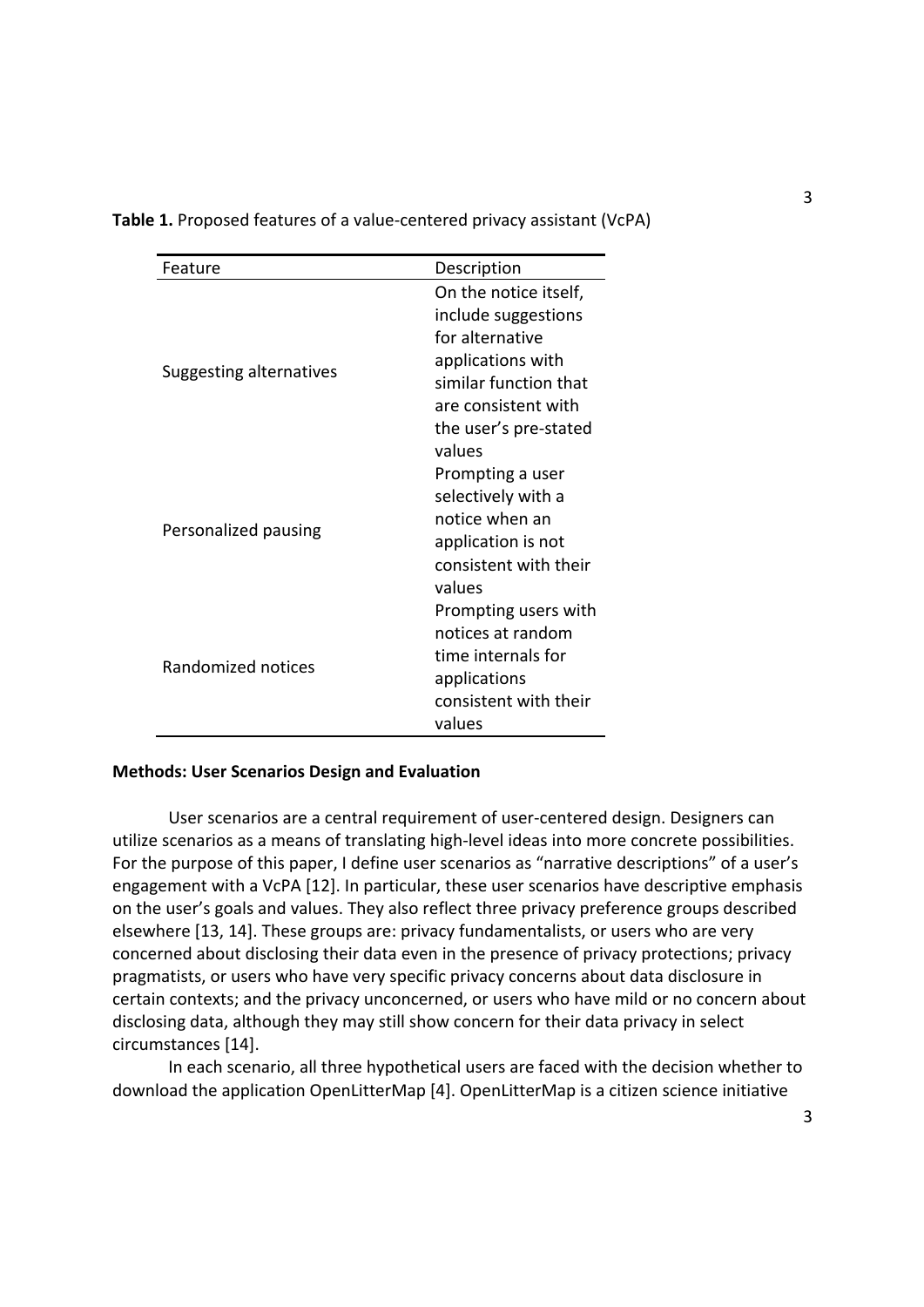**Table 1.** Proposed features of a value-centered privacy assistant (VcPA)

| Feature | Description |
| --- | --- |
| Suggesting alternatives | On the notice itself, include suggestions for alternative applications with similar function that are consistent with the user's pre-stated values |
| Personalized pausing | Prompting a user selectively with a notice when an application is not consistent with their values |
| Randomized notices | Prompting users with notices at random time internals for applications consistent with their values |

**Methods: User Scenarios Design and Evaluation**

User scenarios are a central requirement of user-centered design. Designers can utilize scenarios as a means of translating high-level ideas into more concrete possibilities. For the purpose of this paper, I define user scenarios as "narrative descriptions" of a user's engagement with a VcPA [12]. In particular, these user scenarios have descriptive emphasis on the user's goals and values. They also reflect three privacy preference groups described elsewhere [13, 14]. These groups are: privacy fundamentalists, or users who are very concerned about disclosing their data even in the presence of privacy protections; privacy pragmatists, or users who have very specific privacy concerns about data disclosure in certain contexts; and the privacy unconcerned, or users who have mild or no concern about disclosing data, although they may still show concern for their data privacy in select circumstances [14].

In each scenario, all three hypothetical users are faced with the decision whether to download the application OpenLitterMap [4]. OpenLitterMap is a citizen science initiative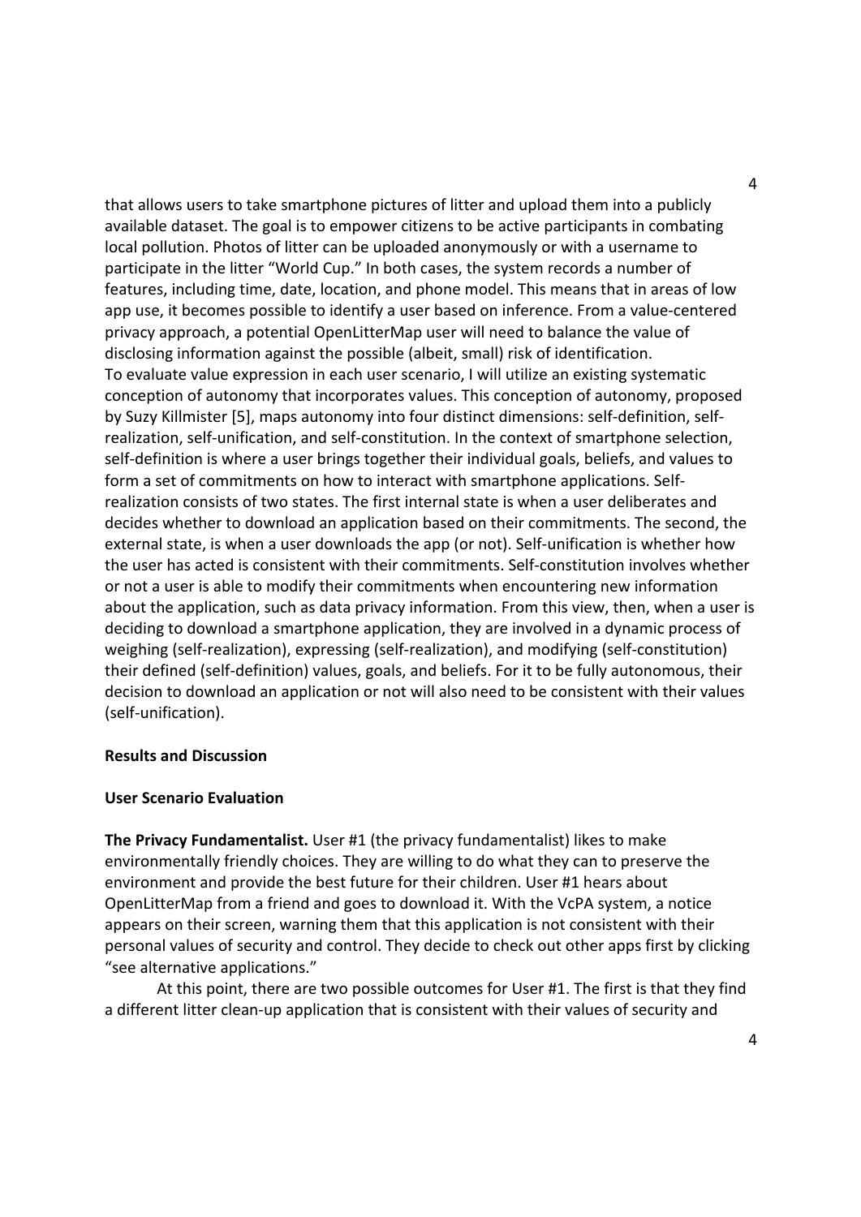that allows users to take smartphone pictures of litter and upload them into a publicly available dataset. The goal is to empower citizens to be active participants in combating local pollution. Photos of litter can be uploaded anonymously or with a username to participate in the litter "World Cup." In both cases, the system records a number of features, including time, date, location, and phone model. This means that in areas of low app use, it becomes possible to identify a user based on inference. From a value-centered privacy approach, a potential OpenLitterMap user will need to balance the value of disclosing information against the possible (albeit, small) risk of identification.
To evaluate value expression in each user scenario, I will utilize an existing systematic conception of autonomy that incorporates values. This conception of autonomy, proposed by Suzy Killmister [5], maps autonomy into four distinct dimensions: self-definition, self-realization, self-unification, and self-constitution. In the context of smartphone selection, self-definition is where a user brings together their individual goals, beliefs, and values to form a set of commitments on how to interact with smartphone applications. Self-realization consists of two states. The first internal state is when a user deliberates and decides whether to download an application based on their commitments. The second, the external state, is when a user downloads the app (or not). Self-unification is whether how the user has acted is consistent with their commitments. Self-constitution involves whether or not a user is able to modify their commitments when encountering new information about the application, such as data privacy information. From this view, then, when a user is deciding to download a smartphone application, they are involved in a dynamic process of weighing (self-realization), expressing (self-realization), and modifying (self-constitution) their defined (self-definition) values, goals, and beliefs. For it to be fully autonomous, their decision to download an application or not will also need to be consistent with their values (self-unification).

## Results and Discussion

### User Scenario Evaluation

**The Privacy Fundamentalist.** User #1 (the privacy fundamentalist) likes to make environmentally friendly choices. They are willing to do what they can to preserve the environment and provide the best future for their children. User #1 hears about OpenLitterMap from a friend and goes to download it. With the VcPA system, a notice appears on their screen, warning them that this application is not consistent with their personal values of security and control. They decide to check out other apps first by clicking "see alternative applications."

At this point, there are two possible outcomes for User #1. The first is that they find a different litter clean-up application that is consistent with their values of security and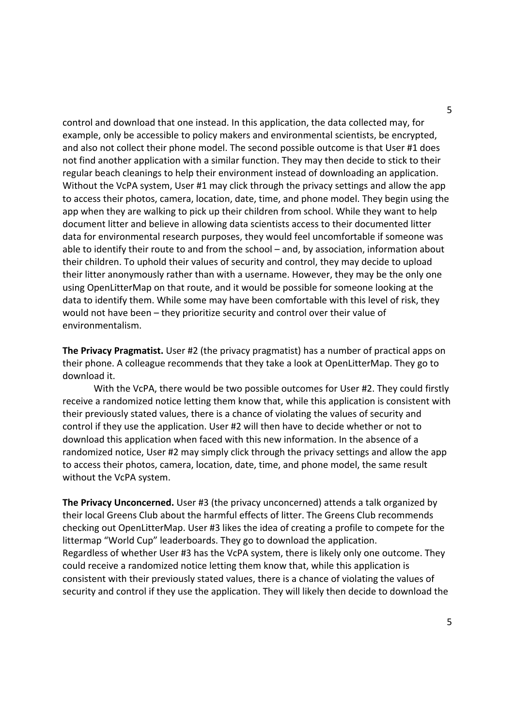control and download that one instead. In this application, the data collected may, for example, only be accessible to policy makers and environmental scientists, be encrypted, and also not collect their phone model. The second possible outcome is that User #1 does not find another application with a similar function. They may then decide to stick to their regular beach cleanings to help their environment instead of downloading an application. Without the VcPA system, User #1 may click through the privacy settings and allow the app to access their photos, camera, location, date, time, and phone model. They begin using the app when they are walking to pick up their children from school. While they want to help document litter and believe in allowing data scientists access to their documented litter data for environmental research purposes, they would feel uncomfortable if someone was able to identify their route to and from the school – and, by association, information about their children. To uphold their values of security and control, they may decide to upload their litter anonymously rather than with a username. However, they may be the only one using OpenLitterMap on that route, and it would be possible for someone looking at the data to identify them. While some may have been comfortable with this level of risk, they would not have been – they prioritize security and control over their value of environmentalism.

**The Privacy Pragmatist.** User #2 (the privacy pragmatist) has a number of practical apps on their phone. A colleague recommends that they take a look at OpenLitterMap. They go to download it.

With the VcPA, there would be two possible outcomes for User #2. They could firstly receive a randomized notice letting them know that, while this application is consistent with their previously stated values, there is a chance of violating the values of security and control if they use the application. User #2 will then have to decide whether or not to download this application when faced with this new information. In the absence of a randomized notice, User #2 may simply click through the privacy settings and allow the app to access their photos, camera, location, date, time, and phone model, the same result without the VcPA system.

**The Privacy Unconcerned.** User #3 (the privacy unconcerned) attends a talk organized by their local Greens Club about the harmful effects of litter. The Greens Club recommends checking out OpenLitterMap. User #3 likes the idea of creating a profile to compete for the littermap "World Cup" leaderboards. They go to download the application.
Regardless of whether User #3 has the VcPA system, there is likely only one outcome. They could receive a randomized notice letting them know that, while this application is consistent with their previously stated values, there is a chance of violating the values of security and control if they use the application. They will likely then decide to download the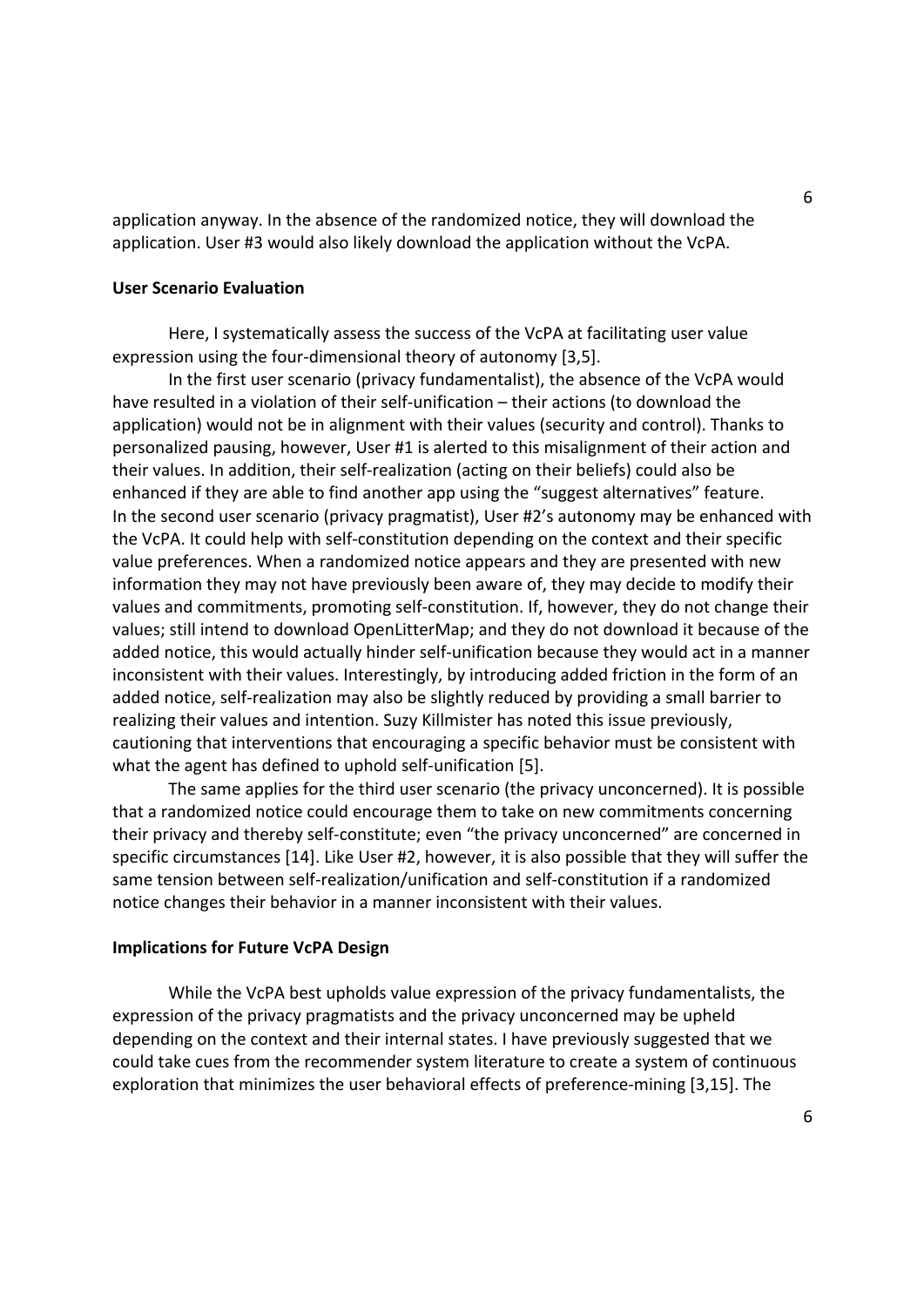application anyway. In the absence of the randomized notice, they will download the application. User #3 would also likely download the application without the VcPA.

**User Scenario Evaluation**

Here, I systematically assess the success of the VcPA at facilitating user value expression using the four-dimensional theory of autonomy [3,5].

In the first user scenario (privacy fundamentalist), the absence of the VcPA would have resulted in a violation of their self-unification – their actions (to download the application) would not be in alignment with their values (security and control). Thanks to personalized pausing, however, User #1 is alerted to this misalignment of their action and their values. In addition, their self-realization (acting on their beliefs) could also be enhanced if they are able to find another app using the "suggest alternatives" feature.

In the second user scenario (privacy pragmatist), User #2's autonomy may be enhanced with the VcPA. It could help with self-constitution depending on the context and their specific value preferences. When a randomized notice appears and they are presented with new information they may not have previously been aware of, they may decide to modify their values and commitments, promoting self-constitution. If, however, they do not change their values; still intend to download OpenLitterMap; and they do not download it because of the added notice, this would actually hinder self-unification because they would act in a manner inconsistent with their values. Interestingly, by introducing added friction in the form of an added notice, self-realization may also be slightly reduced by providing a small barrier to realizing their values and intention. Suzy Killmister has noted this issue previously, cautioning that interventions that encouraging a specific behavior must be consistent with what the agent has defined to uphold self-unification [5].

The same applies for the third user scenario (the privacy unconcerned). It is possible that a randomized notice could encourage them to take on new commitments concerning their privacy and thereby self-constitute; even "the privacy unconcerned" are concerned in specific circumstances [14]. Like User #2, however, it is also possible that they will suffer the same tension between self-realization/unification and self-constitution if a randomized notice changes their behavior in a manner inconsistent with their values.

**Implications for Future VcPA Design**

While the VcPA best upholds value expression of the privacy fundamentalists, the expression of the privacy pragmatists and the privacy unconcerned may be upheld depending on the context and their internal states. I have previously suggested that we could take cues from the recommender system literature to create a system of continuous exploration that minimizes the user behavioral effects of preference-mining [3,15]. The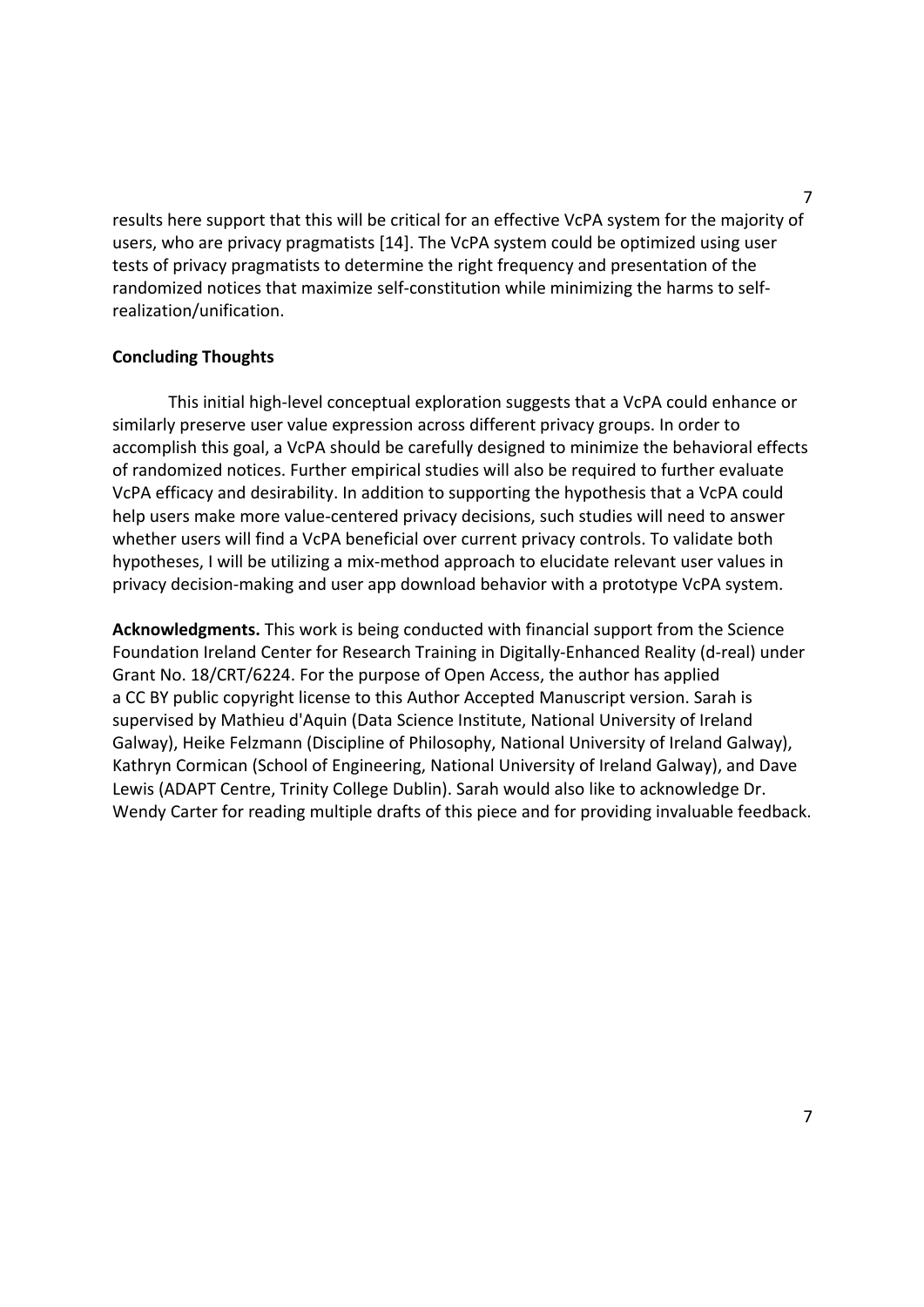results here support that this will be critical for an effective VcPA system for the majority of users, who are privacy pragmatists [14]. The VcPA system could be optimized using user tests of privacy pragmatists to determine the right frequency and presentation of the randomized notices that maximize self-constitution while minimizing the harms to self-realization/unification.

**Concluding Thoughts**

This initial high-level conceptual exploration suggests that a VcPA could enhance or similarly preserve user value expression across different privacy groups. In order to accomplish this goal, a VcPA should be carefully designed to minimize the behavioral effects of randomized notices. Further empirical studies will also be required to further evaluate VcPA efficacy and desirability. In addition to supporting the hypothesis that a VcPA could help users make more value-centered privacy decisions, such studies will need to answer whether users will find a VcPA beneficial over current privacy controls. To validate both hypotheses, I will be utilizing a mix-method approach to elucidate relevant user values in privacy decision-making and user app download behavior with a prototype VcPA system.

**Acknowledgments.** This work is being conducted with financial support from the Science Foundation Ireland Center for Research Training in Digitally-Enhanced Reality (d-real) under Grant No. 18/CRT/6224. For the purpose of Open Access, the author has applied a CC BY public copyright license to this Author Accepted Manuscript version. Sarah is supervised by Mathieu d'Aquin (Data Science Institute, National University of Ireland Galway), Heike Felzmann (Discipline of Philosophy, National University of Ireland Galway), Kathryn Cormican (School of Engineering, National University of Ireland Galway), and Dave Lewis (ADAPT Centre, Trinity College Dublin). Sarah would also like to acknowledge Dr. Wendy Carter for reading multiple drafts of this piece and for providing invaluable feedback.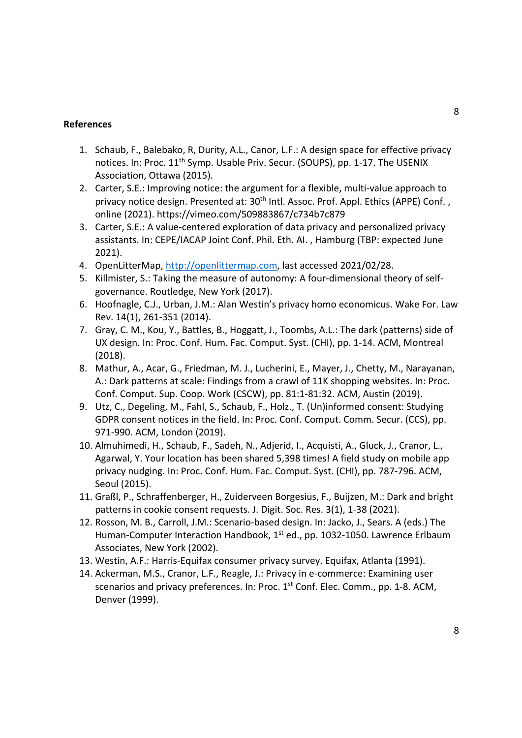**References**

1. Schaub, F., Balebako, R, Durity, A.L., Canor, L.F.: A design space for effective privacy notices. In: Proc. 11th Symp. Usable Priv. Secur. (SOUPS), pp. 1-17. The USENIX Association, Ottawa (2015).
2. Carter, S.E.: Improving notice: the argument for a flexible, multi-value approach to privacy notice design. Presented at: 30th Intl. Assoc. Prof. Appl. Ethics (APPE) Conf. , online (2021). https://vimeo.com/509883867/c734b7c879
3. Carter, S.E.: A value-centered exploration of data privacy and personalized privacy assistants. In: CEPE/IACAP Joint Conf. Phil. Eth. AI. , Hamburg (TBP: expected June 2021).
4. OpenLitterMap, http://openlittermap.com, last accessed 2021/02/28.
5. Killmister, S.: Taking the measure of autonomy: A four-dimensional theory of self-governance. Routledge, New York (2017).
6. Hoofnagle, C.J., Urban, J.M.: Alan Westin's privacy homo economicus. Wake For. Law Rev. 14(1), 261-351 (2014).
7. Gray, C. M., Kou, Y., Battles, B., Hoggatt, J., Toombs, A.L.: The dark (patterns) side of UX design. In: Proc. Conf. Hum. Fac. Comput. Syst. (CHI), pp. 1-14. ACM, Montreal (2018).
8. Mathur, A., Acar, G., Friedman, M. J., Lucherini, E., Mayer, J., Chetty, M., Narayanan, A.: Dark patterns at scale: Findings from a crawl of 11K shopping websites. In: Proc. Conf. Comput. Sup. Coop. Work (CSCW), pp. 81:1-81:32. ACM, Austin (2019).
9. Utz, C., Degeling, M., Fahl, S., Schaub, F., Holz., T. (Un)informed consent: Studying GDPR consent notices in the field. In: Proc. Conf. Comput. Comm. Secur. (CCS), pp. 971-990. ACM, London (2019).
10. Almuhimedi, H., Schaub, F., Sadeh, N., Adjerid, I., Acquisti, A., Gluck, J., Cranor, L., Agarwal, Y. Your location has been shared 5,398 times! A field study on mobile app privacy nudging. In: Proc. Conf. Hum. Fac. Comput. Syst. (CHI), pp. 787-796. ACM, Seoul (2015).
11. Graßl, P., Schraffenberger, H., Zuiderveen Borgesius, F., Buijzen, M.: Dark and bright patterns in cookie consent requests. J. Digit. Soc. Res. 3(1), 1-38 (2021).
12. Rosson, M. B., Carroll, J.M.: Scenario-based design. In: Jacko, J., Sears. A (eds.) The Human-Computer Interaction Handbook, 1st ed., pp. 1032-1050. Lawrence Erlbaum Associates, New York (2002).
13. Westin, A.F.: Harris-Equifax consumer privacy survey. Equifax, Atlanta (1991).
14. Ackerman, M.S., Cranor, L.F., Reagle, J.: Privacy in e-commerce: Examining user scenarios and privacy preferences. In: Proc. 1st Conf. Elec. Comm., pp. 1-8. ACM, Denver (1999).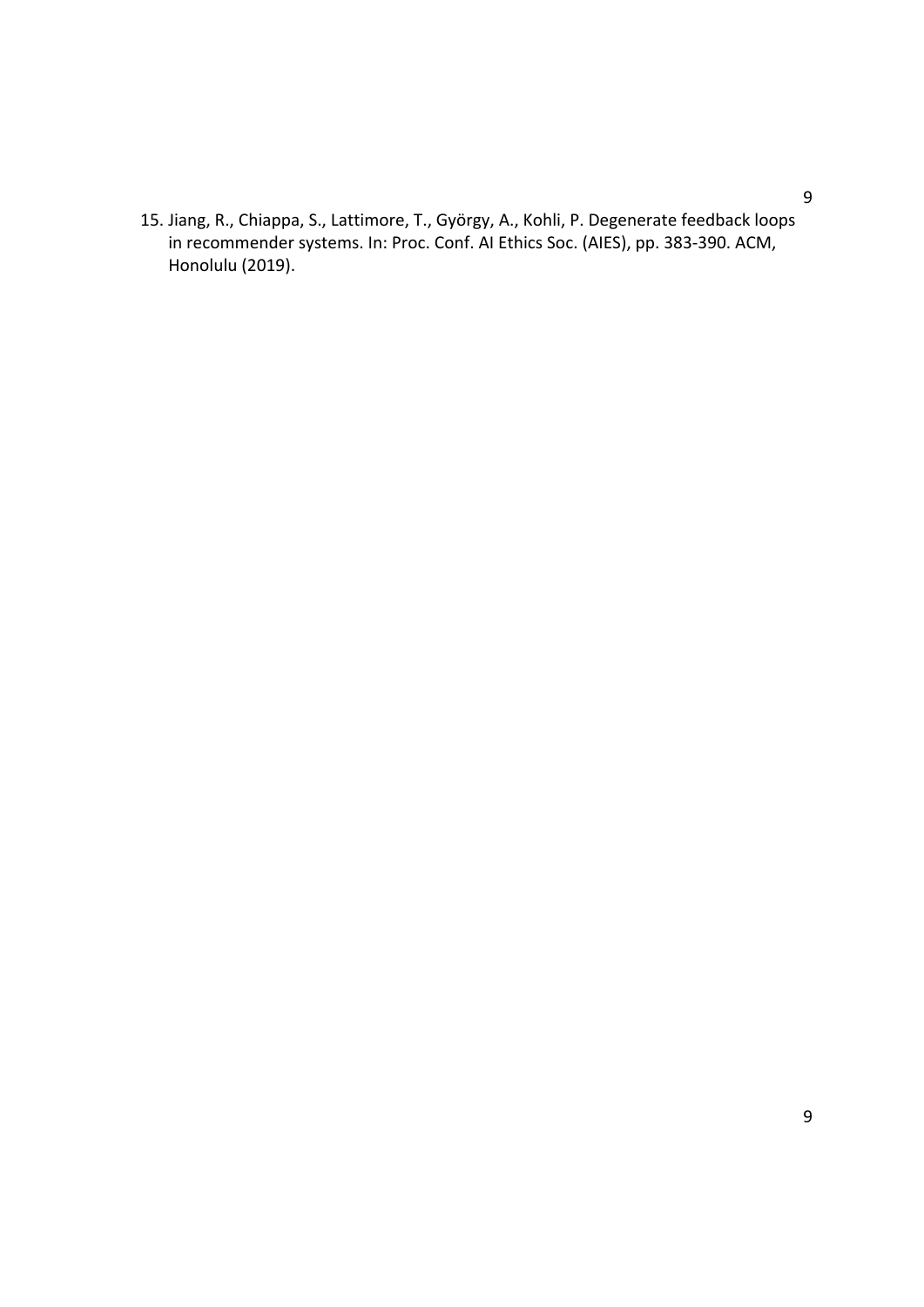15. Jiang, R., Chiappa, S., Lattimore, T., György, A., Kohli, P. Degenerate feedback loops in recommender systems. In: Proc. Conf. AI Ethics Soc. (AIES), pp. 383-390. ACM, Honolulu (2019).